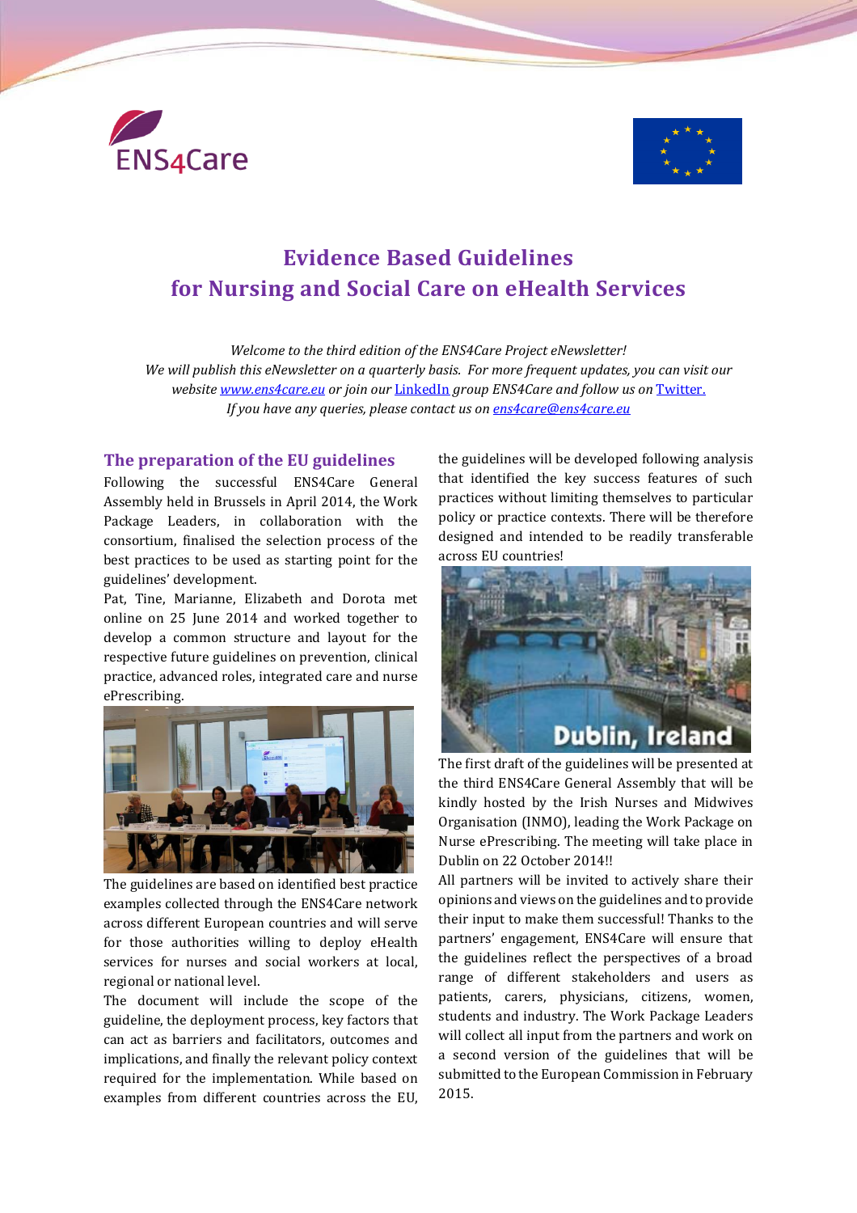ENS4Care

# Evidence Based Guidelines for Nursing and Social Care on eHealth Services

*Welcome to the third edition of the ENS4Care Project eNewsletter!*
*We will publish this eNewsletter on a quarterly basis. For more frequent updates, you can visit our website [www.ens4care.eu](www.ens4care.eu) or join our [LinkedIn](LinkedIn) group ENS4Care and follow us on [Twitter.](Twitter.)*
*If you have any queries, please contact us on [ens4care@ens4care.eu](mailto:ens4care@ens4care.eu)*

## The preparation of the EU guidelines

Following the successful ENS4Care General Assembly held in Brussels in April 2014, the Work Package Leaders, in collaboration with the consortium, finalised the selection process of the best practices to be used as starting point for the guidelines' development.

Pat, Tine, Marianne, Elizabeth and Dorota met online on 25 June 2014 and worked together to develop a common structure and layout for the respective future guidelines on prevention, clinical practice, advanced roles, integrated care and nurse ePrescribing.

The guidelines are based on identified best practice examples collected through the ENS4Care network across different European countries and will serve for those authorities willing to deploy eHealth services for nurses and social workers at local, regional or national level.

The document will include the scope of the guideline, the deployment process, key factors that can act as barriers and facilitators, outcomes and implications, and finally the relevant policy context required for the implementation. While based on examples from different countries across the EU, the guidelines will be developed following analysis that identified the key success features of such practices without limiting themselves to particular policy or practice contexts. There will be therefore designed and intended to be readily transferable across EU countries!

Dublin, Ireland

The first draft of the guidelines will be presented at the third ENS4Care General Assembly that will be kindly hosted by the Irish Nurses and Midwives Organisation (INMO), leading the Work Package on Nurse ePrescribing. The meeting will take place in Dublin on 22 October 2014!!

All partners will be invited to actively share their opinions and views on the guidelines and to provide their input to make them successful! Thanks to the partners' engagement, ENS4Care will ensure that the guidelines reflect the perspectives of a broad range of different stakeholders and users as patients, carers, physicians, citizens, women, students and industry. The Work Package Leaders will collect all input from the partners and work on a second version of the guidelines that will be submitted to the European Commission in February 2015.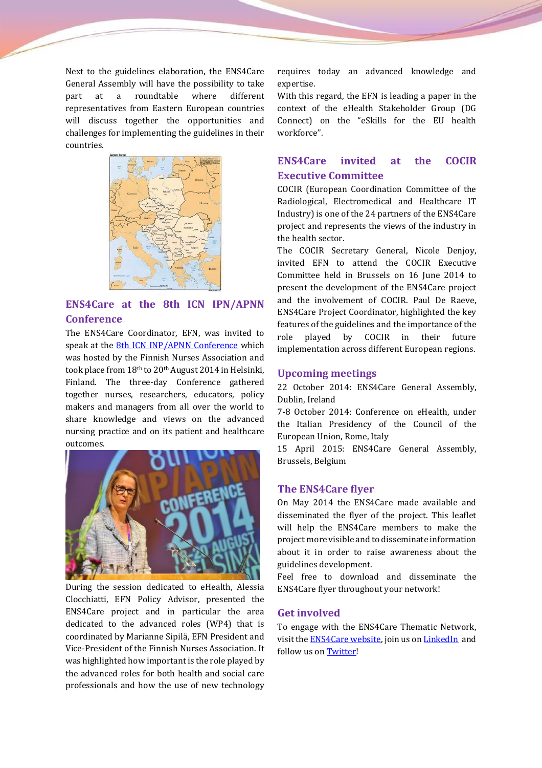Next to the guidelines elaboration, the ENS4Care General Assembly will have the possibility to take part at a roundtable where different representatives from Eastern European countries will discuss together the opportunities and challenges for implementing the guidelines in their countries.

## ENS4Care at the 8th ICN IPN/APNN Conference

The ENS4Care Coordinator, EFN, was invited to speak at the [8th ICN INP/APNN Conference]() which was hosted by the Finnish Nurses Association and took place from 18th to 20th August 2014 in Helsinki, Finland. The three-day Conference gathered together nurses, researchers, educators, policy makers and managers from all over the world to share knowledge and views on the advanced nursing practice and on its patient and healthcare outcomes.

During the session dedicated to eHealth, Alessia Clocchiatti, EFN Policy Advisor, presented the ENS4Care project and in particular the area dedicated to the advanced roles (WP4) that is coordinated by Marianne Sipilä, EFN President and Vice-President of the Finnish Nurses Association. It was highlighted how important is the role played by the advanced roles for both health and social care professionals and how the use of new technology requires today an advanced knowledge and expertise.

With this regard, the EFN is leading a paper in the context of the eHealth Stakeholder Group (DG Connect) on the "eSkills for the EU health workforce".

## ENS4Care invited at the COCIR Executive Committee

COCIR (European Coordination Committee of the Radiological, Electromedical and Healthcare IT Industry) is one of the 24 partners of the ENS4Care project and represents the views of the industry in the health sector.

The COCIR Secretary General, Nicole Denjoy, invited EFN to attend the COCIR Executive Committee held in Brussels on 16 June 2014 to present the development of the ENS4Care project and the involvement of COCIR. Paul De Raeve, ENS4Care Project Coordinator, highlighted the key features of the guidelines and the importance of the role played by COCIR in their future implementation across different European regions.

## Upcoming meetings

22 October 2014: ENS4Care General Assembly, Dublin, Ireland

7-8 October 2014: Conference on eHealth, under the Italian Presidency of the Council of the European Union, Rome, Italy

15 April 2015: ENS4Care General Assembly, Brussels, Belgium

## The ENS4Care flyer

On May 2014 the ENS4Care made available and disseminated the flyer of the project. This leaflet will help the ENS4Care members to make the project more visible and to disseminate information about it in order to raise awareness about the guidelines development.

Feel free to download and disseminate the ENS4Care flyer throughout your network!

## Get involved

To engage with the ENS4Care Thematic Network, visit the [ENS4Care website](), join us on [LinkedIn]() and follow us on [Twitter]()!